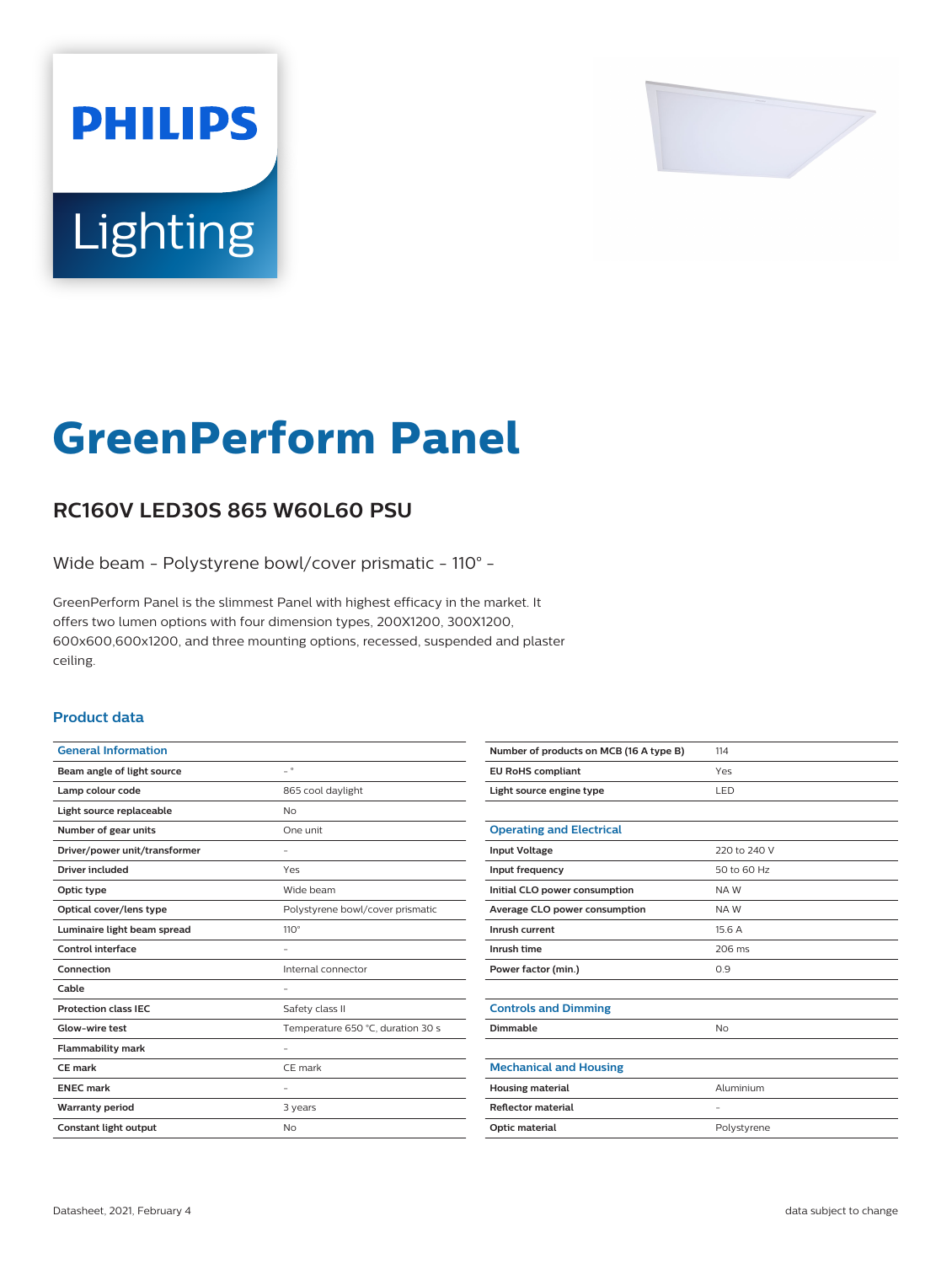# GreenPerform Panel

## RC160V LED30S 865 W60L60 PSU

Wide beam - Polystyrene bowl/cover prismatic - 110° -

GreenPerform Panel is the slimmest Panel with highest efficacy in the market. It offers two lumen options with four dimension types, 200X1200, 300X1200, 600x600,600x1200, and three mounting options, recessed, suspended and plaster ceiling.

### Product data

| General Information | |
|---|---|
| Beam angle of light source | - ° |
| Lamp colour code | 865 cool daylight |
| Light source replaceable | No |
| Number of gear units | One unit |
| Driver/power unit/transformer | - |
| Driver included | Yes |
| Optic type | Wide beam |
| Optical cover/lens type | Polystyrene bowl/cover prismatic |
| Luminaire light beam spread | 110° |
| Control interface | - |
| Connection | Internal connector |
| Cable | - |
| Protection class IEC | Safety class II |
| Glow-wire test | Temperature 650 °C, duration 30 s |
| Flammability mark | - |
| CE mark | CE mark |
| ENEC mark | - |
| Warranty period | 3 years |
| Constant light output | No |
| Number of products on MCB (16 A type B) | 114 |
| EU RoHS compliant | Yes |
| Light source engine type | LED |

| Operating and Electrical | |
|---|---|
| Input Voltage | 220 to 240 V |
| Input frequency | 50 to 60 Hz |
| Initial CLO power consumption | NA W |
| Average CLO power consumption | NA W |
| Inrush current | 15.6 A |
| Inrush time | 206 ms |
| Power factor (min.) | 0.9 |

| Controls and Dimming | |
|---|---|
| Dimmable | No |

| Mechanical and Housing | |
|---|---|
| Housing material | Aluminium |
| Reflector material | - |
| Optic material | Polystyrene |

Datasheet, 2021, February 4

data subject to change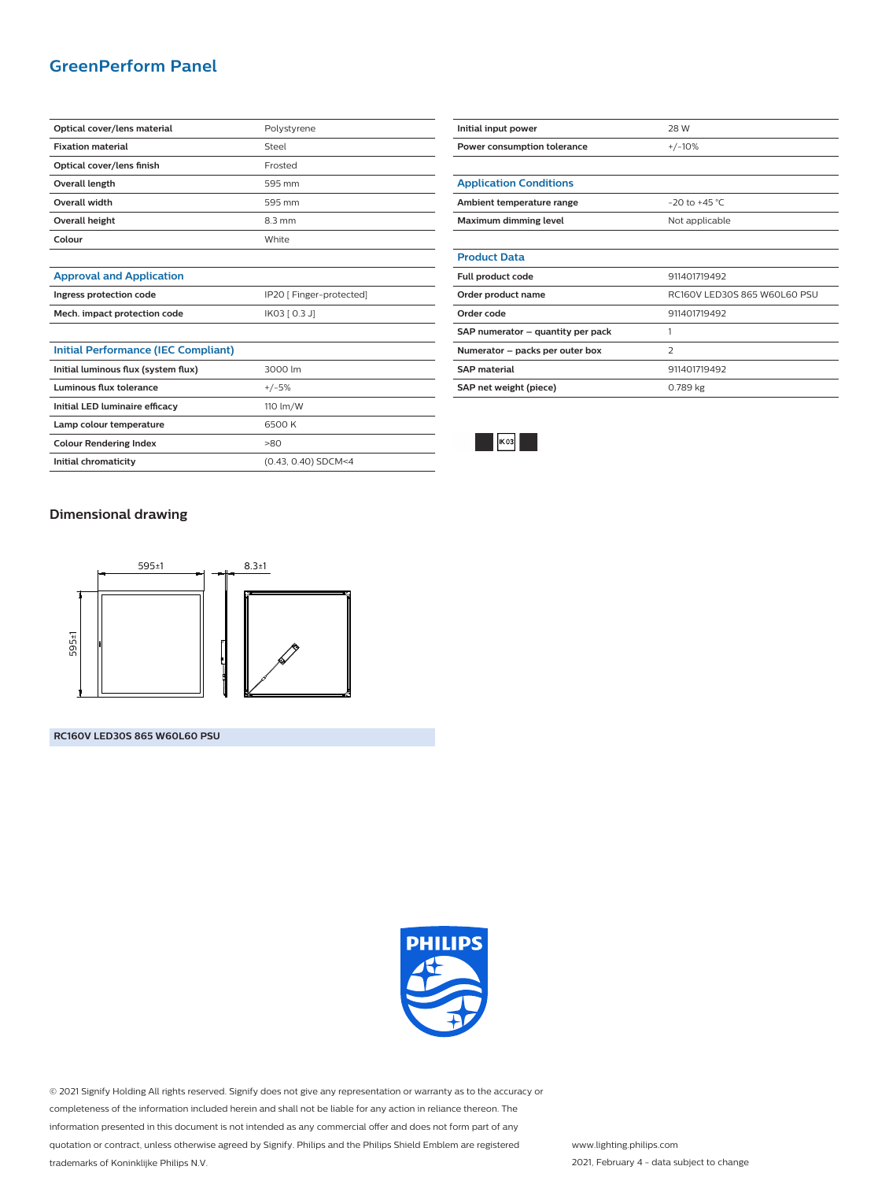## GreenPerform Panel

| | |
|---|---|
| Optical cover/lens material | Polystyrene |
| Fixation material | Steel |
| Optical cover/lens finish | Frosted |
| Overall length | 595 mm |
| Overall width | 595 mm |
| Overall height | 8.3 mm |
| Colour | White |

### Approval and Application

| | |
|---|---|
| Ingress protection code | IP20 [ Finger-protected] |
| Mech. impact protection code | IK03 [ 0.3 J] |

### Initial Performance (IEC Compliant)

| | |
|---|---|
| Initial luminous flux (system flux) | 3000 lm |
| Luminous flux tolerance | +/-5% |
| Initial LED luminaire efficacy | 110 lm/W |
| Lamp colour temperature | 6500 K |
| Colour Rendering Index | >80 |
| Initial chromaticity | (0.43, 0.40) SDCM<4 |

| | |
|---|---|
| Initial input power | 28 W |
| Power consumption tolerance | +/-10% |

### Application Conditions

| | |
|---|---|
| Ambient temperature range | -20 to +45 °C |
| Maximum dimming level | Not applicable |

### Product Data

| | |
|---|---|
| Full product code | 911401719492 |
| Order product name | RC160V LED30S 865 W60L60 PSU |
| Order code | 911401719492 |
| SAP numerator – quantity per pack | 1 |
| Numerator – packs per outer box | 2 |
| SAP material | 911401719492 |
| SAP net weight (piece) | 0.789 kg |

IK03

## Dimensional drawing

595±1

8.3±1

595±1

RC160V LED30S 865 W60L60 PSU

© 2021 Signify Holding All rights reserved. Signify does not give any representation or warranty as to the accuracy or completeness of the information included herein and shall not be liable for any action in reliance thereon. The information presented in this document is not intended as any commercial offer and does not form part of any quotation or contract, unless otherwise agreed by Signify. Philips and the Philips Shield Emblem are registered trademarks of Koninklijke Philips N.V.

www.lighting.philips.com

2021, February 4 - data subject to change